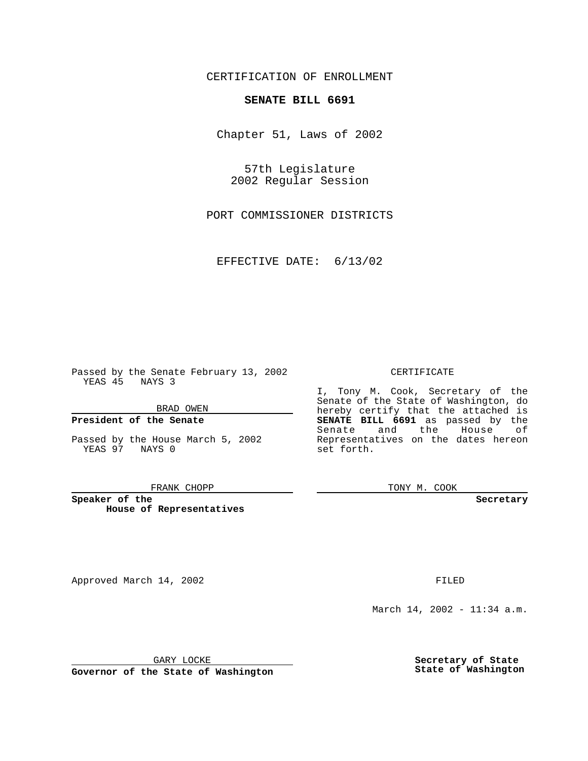CERTIFICATION OF ENROLLMENT

# SENATE BILL 6691

Chapter 51, Laws of 2002

57th Legislature
2002 Regular Session

PORT COMMISSIONER DISTRICTS

EFFECTIVE DATE: 6/13/02

Passed by the Senate February 13, 2002
YEAS 45 NAYS 3

BRAD OWEN

**President of the Senate**

Passed by the House March 5, 2002
YEAS 97 NAYS 0

FRANK CHOPP

**Speaker of the House of Representatives**

CERTIFICATE

I, Tony M. Cook, Secretary of the Senate of the State of Washington, do hereby certify that the attached is **SENATE BILL 6691** as passed by the Senate and the House of Representatives on the dates hereon set forth.

TONY M. COOK

**Secretary**

Approved March 14, 2002

GARY LOCKE

**Governor of the State of Washington**

FILED

March 14, 2002 - 11:34 a.m.

**Secretary of State**
**State of Washington**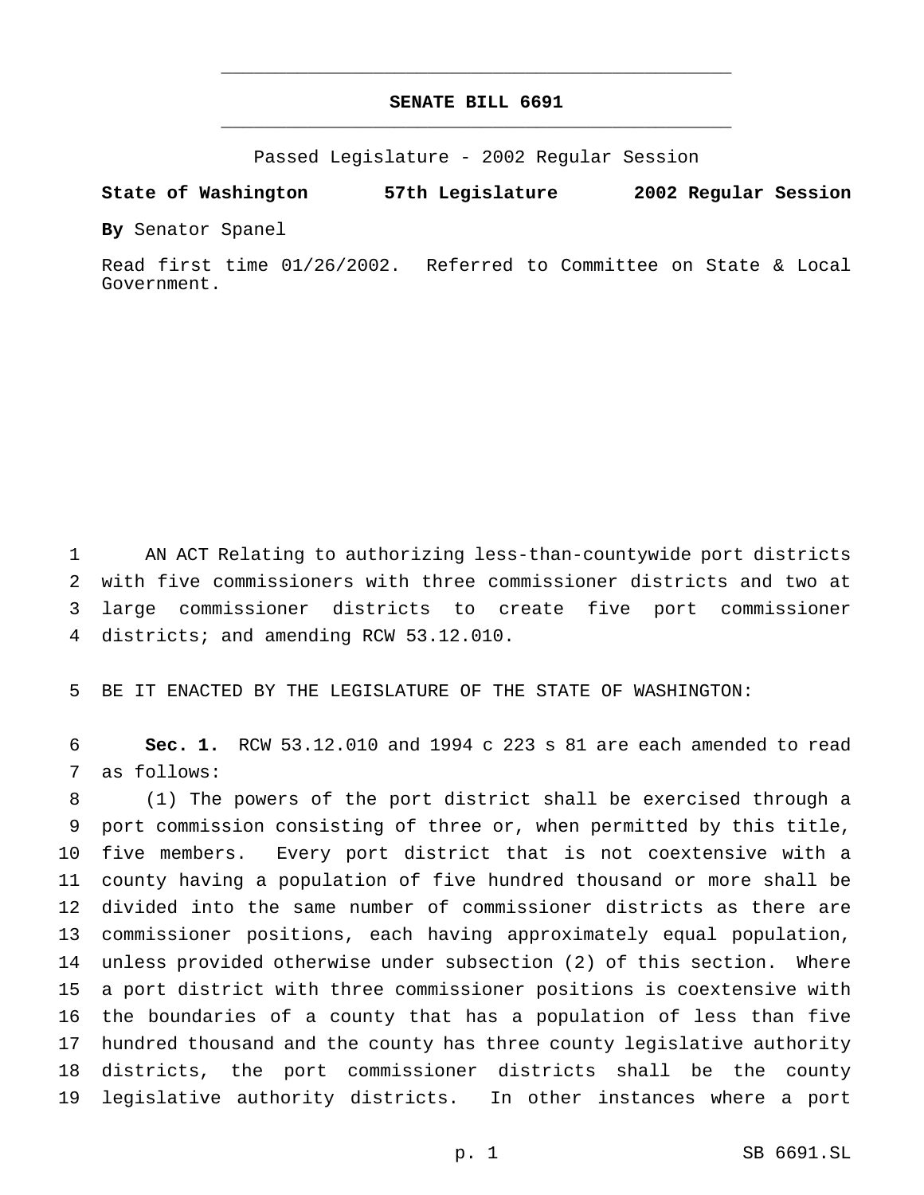# SENATE BILL 6691

Passed Legislature - 2002 Regular Session

**State of Washington 57th Legislature 2002 Regular Session**

**By** Senator Spanel

Read first time 01/26/2002. Referred to Committee on State & Local Government.

AN ACT Relating to authorizing less-than-countywide port districts with five commissioners with three commissioner districts and two at large commissioner districts to create five port commissioner districts; and amending RCW 53.12.010.

BE IT ENACTED BY THE LEGISLATURE OF THE STATE OF WASHINGTON:

**Sec. 1.** RCW 53.12.010 and 1994 c 223 s 81 are each amended to read as follows:

(1) The powers of the port district shall be exercised through a port commission consisting of three or, when permitted by this title, five members. Every port district that is not coextensive with a county having a population of five hundred thousand or more shall be divided into the same number of commissioner districts as there are commissioner positions, each having approximately equal population, unless provided otherwise under subsection (2) of this section. Where a port district with three commissioner positions is coextensive with the boundaries of a county that has a population of less than five hundred thousand and the county has three county legislative authority districts, the port commissioner districts shall be the county legislative authority districts. In other instances where a port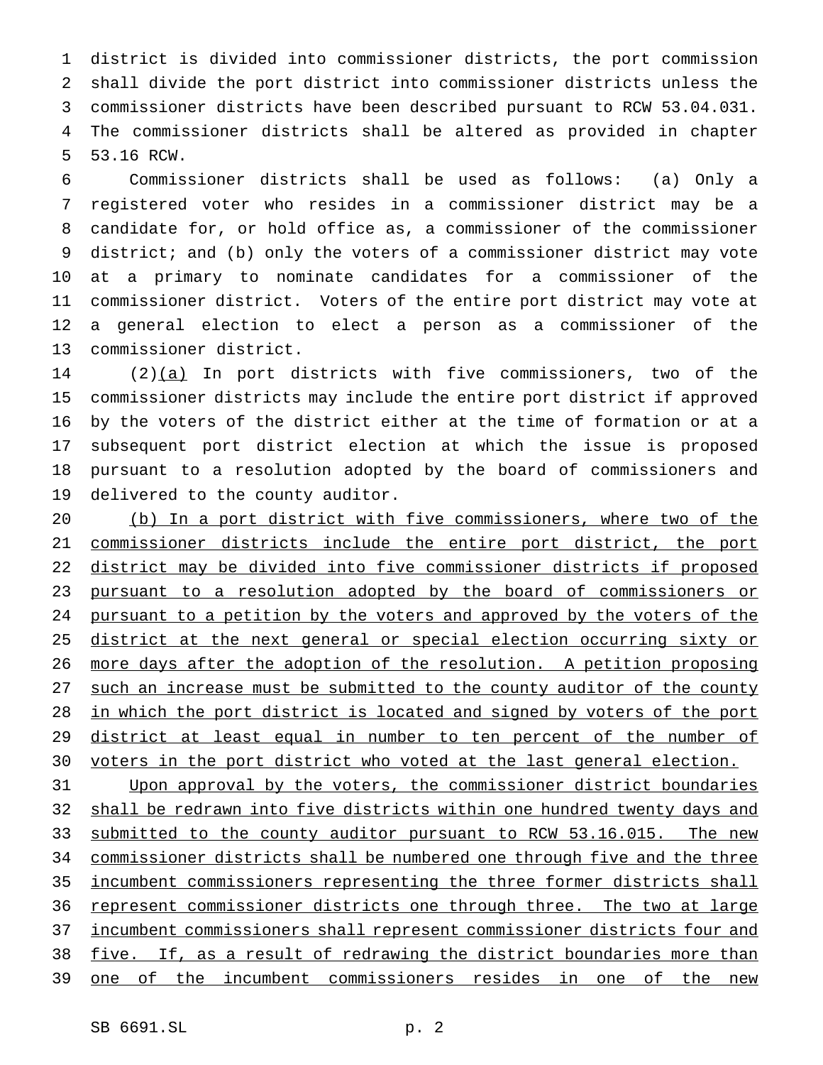district is divided into commissioner districts, the port commission shall divide the port district into commissioner districts unless the commissioner districts have been described pursuant to RCW 53.04.031. The commissioner districts shall be altered as provided in chapter 53.16 RCW.

Commissioner districts shall be used as follows: (a) Only a registered voter who resides in a commissioner district may be a candidate for, or hold office as, a commissioner of the commissioner district; and (b) only the voters of a commissioner district may vote at a primary to nominate candidates for a commissioner of the commissioner district. Voters of the entire port district may vote at a general election to elect a person as a commissioner of the commissioner district.

(2)(a) In port districts with five commissioners, two of the commissioner districts may include the entire port district if approved by the voters of the district either at the time of formation or at a subsequent port district election at which the issue is proposed pursuant to a resolution adopted by the board of commissioners and delivered to the county auditor.

(b) In a port district with five commissioners, where two of the commissioner districts include the entire port district, the port district may be divided into five commissioner districts if proposed pursuant to a resolution adopted by the board of commissioners or pursuant to a petition by the voters and approved by the voters of the district at the next general or special election occurring sixty or more days after the adoption of the resolution. A petition proposing such an increase must be submitted to the county auditor of the county in which the port district is located and signed by voters of the port district at least equal in number to ten percent of the number of voters in the port district who voted at the last general election.

Upon approval by the voters, the commissioner district boundaries shall be redrawn into five districts within one hundred twenty days and submitted to the county auditor pursuant to RCW 53.16.015. The new commissioner districts shall be numbered one through five and the three incumbent commissioners representing the three former districts shall represent commissioner districts one through three. The two at large incumbent commissioners shall represent commissioner districts four and five. If, as a result of redrawing the district boundaries more than one of the incumbent commissioners resides in one of the new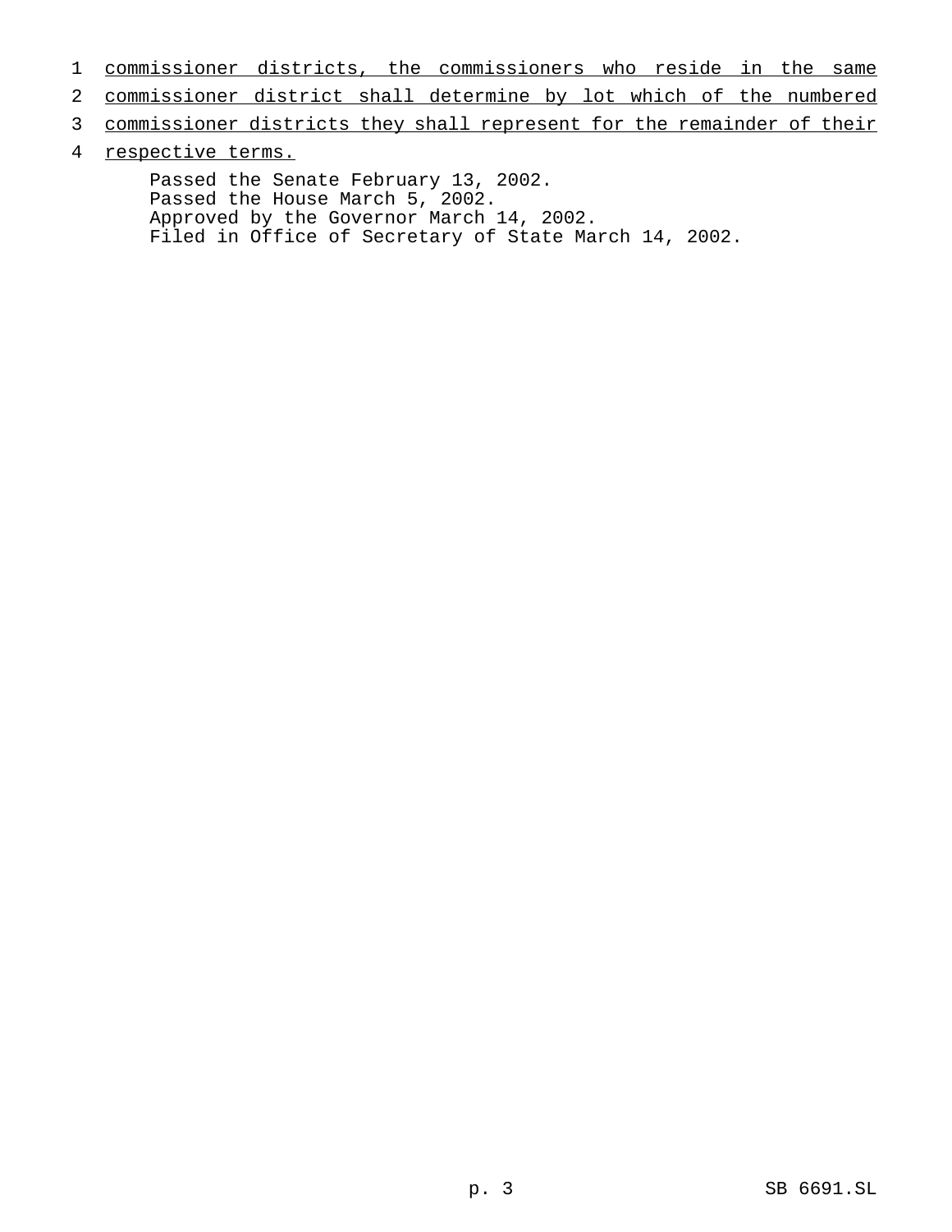commissioner districts, the commissioners who reside in the same commissioner district shall determine by lot which of the numbered commissioner districts they shall represent for the remainder of their respective terms.

Passed the Senate February 13, 2002.
Passed the House March 5, 2002.
Approved by the Governor March 14, 2002.
Filed in Office of Secretary of State March 14, 2002.